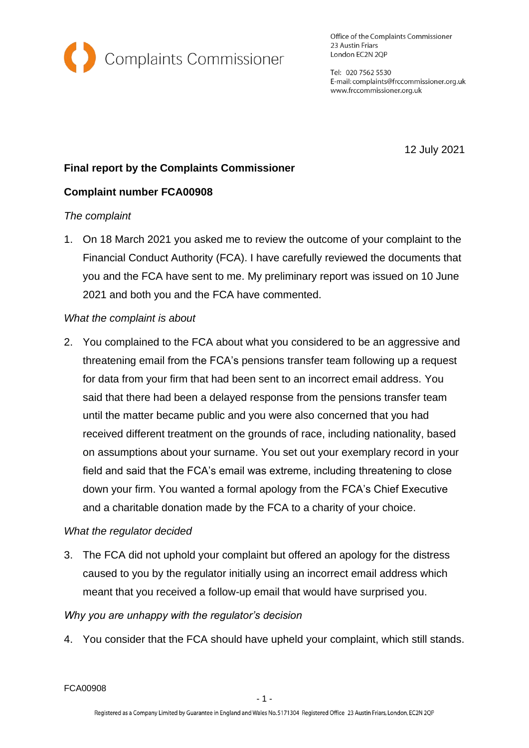Complaints Commissioner

Office of the Complaints Commissioner
23 Austin Friars
London EC2N 2QP

Tel: 020 7562 5530
E-mail: complaints@frccommissioner.org.uk
www.frccommissioner.org.uk

12 July 2021

**Final report by the Complaints Commissioner**

**Complaint number FCA00908**

*The complaint*

1. On 18 March 2021 you asked me to review the outcome of your complaint to the Financial Conduct Authority (FCA). I have carefully reviewed the documents that you and the FCA have sent to me. My preliminary report was issued on 10 June 2021 and both you and the FCA have commented.

*What the complaint is about*

2. You complained to the FCA about what you considered to be an aggressive and threatening email from the FCA's pensions transfer team following up a request for data from your firm that had been sent to an incorrect email address. You said that there had been a delayed response from the pensions transfer team until the matter became public and you were also concerned that you had received different treatment on the grounds of race, including nationality, based on assumptions about your surname. You set out your exemplary record in your field and said that the FCA's email was extreme, including threatening to close down your firm. You wanted a formal apology from the FCA's Chief Executive and a charitable donation made by the FCA to a charity of your choice.

*What the regulator decided*

3. The FCA did not uphold your complaint but offered an apology for the distress caused to you by the regulator initially using an incorrect email address which meant that you received a follow-up email that would have surprised you.

*Why you are unhappy with the regulator's decision*

4. You consider that the FCA should have upheld your complaint, which still stands.

FCA00908

Registered as a Company Limited by Guarantee in England and Wales No. 5171304 Registered Office 23 Austin Friars, London, EC2N 2QP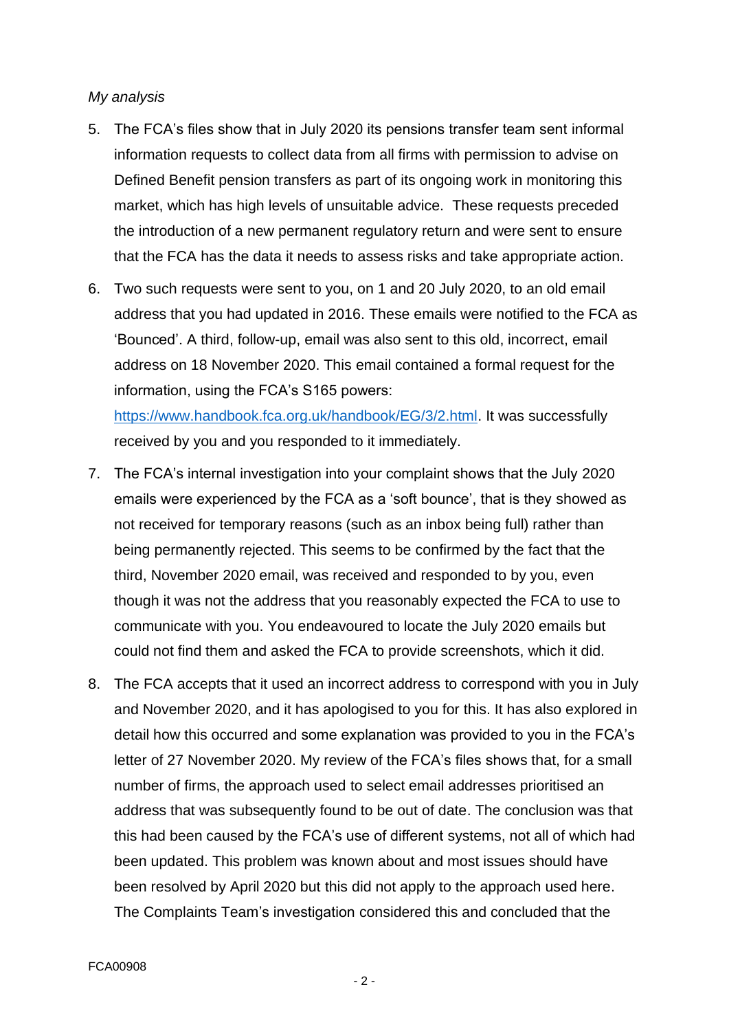*My analysis*

5. The FCA's files show that in July 2020 its pensions transfer team sent informal information requests to collect data from all firms with permission to advise on Defined Benefit pension transfers as part of its ongoing work in monitoring this market, which has high levels of unsuitable advice. These requests preceded the introduction of a new permanent regulatory return and were sent to ensure that the FCA has the data it needs to assess risks and take appropriate action.

6. Two such requests were sent to you, on 1 and 20 July 2020, to an old email address that you had updated in 2016. These emails were notified to the FCA as 'Bounced'. A third, follow-up, email was also sent to this old, incorrect, email address on 18 November 2020. This email contained a formal request for the information, using the FCA's S165 powers: https://www.handbook.fca.org.uk/handbook/EG/3/2.html. It was successfully received by you and you responded to it immediately.

7. The FCA's internal investigation into your complaint shows that the July 2020 emails were experienced by the FCA as a 'soft bounce', that is they showed as not received for temporary reasons (such as an inbox being full) rather than being permanently rejected. This seems to be confirmed by the fact that the third, November 2020 email, was received and responded to by you, even though it was not the address that you reasonably expected the FCA to use to communicate with you. You endeavoured to locate the July 2020 emails but could not find them and asked the FCA to provide screenshots, which it did.

8. The FCA accepts that it used an incorrect address to correspond with you in July and November 2020, and it has apologised to you for this. It has also explored in detail how this occurred and some explanation was provided to you in the FCA's letter of 27 November 2020. My review of the FCA's files shows that, for a small number of firms, the approach used to select email addresses prioritised an address that was subsequently found to be out of date. The conclusion was that this had been caused by the FCA's use of different systems, not all of which had been updated. This problem was known about and most issues should have been resolved by April 2020 but this did not apply to the approach used here. The Complaints Team's investigation considered this and concluded that the

FCA00908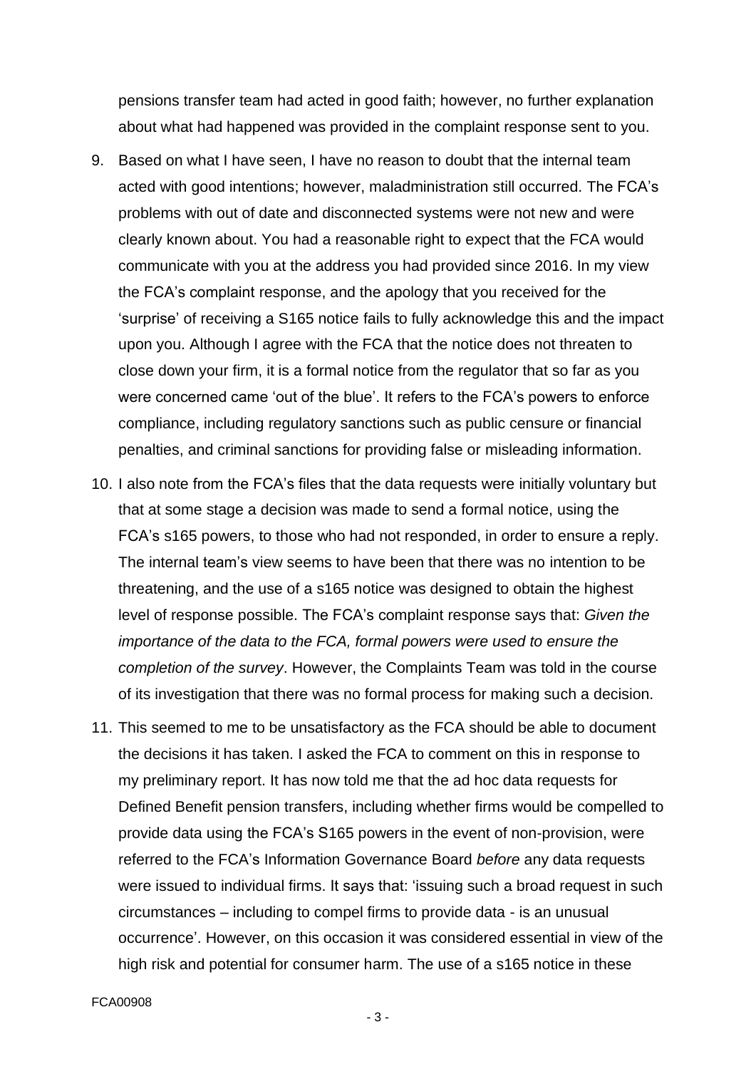pensions transfer team had acted in good faith; however, no further explanation about what had happened was provided in the complaint response sent to you.

9. Based on what I have seen, I have no reason to doubt that the internal team acted with good intentions; however, maladministration still occurred. The FCA's problems with out of date and disconnected systems were not new and were clearly known about. You had a reasonable right to expect that the FCA would communicate with you at the address you had provided since 2016. In my view the FCA's complaint response, and the apology that you received for the 'surprise' of receiving a S165 notice fails to fully acknowledge this and the impact upon you. Although I agree with the FCA that the notice does not threaten to close down your firm, it is a formal notice from the regulator that so far as you were concerned came 'out of the blue'. It refers to the FCA's powers to enforce compliance, including regulatory sanctions such as public censure or financial penalties, and criminal sanctions for providing false or misleading information.

10. I also note from the FCA's files that the data requests were initially voluntary but that at some stage a decision was made to send a formal notice, using the FCA's s165 powers, to those who had not responded, in order to ensure a reply. The internal team's view seems to have been that there was no intention to be threatening, and the use of a s165 notice was designed to obtain the highest level of response possible. The FCA's complaint response says that: *Given the importance of the data to the FCA, formal powers were used to ensure the completion of the survey*. However, the Complaints Team was told in the course of its investigation that there was no formal process for making such a decision.

11. This seemed to me to be unsatisfactory as the FCA should be able to document the decisions it has taken. I asked the FCA to comment on this in response to my preliminary report. It has now told me that the ad hoc data requests for Defined Benefit pension transfers, including whether firms would be compelled to provide data using the FCA's S165 powers in the event of non-provision, were referred to the FCA's Information Governance Board *before* any data requests were issued to individual firms. It says that: 'issuing such a broad request in such circumstances – including to compel firms to provide data - is an unusual occurrence'. However, on this occasion it was considered essential in view of the high risk and potential for consumer harm. The use of a s165 notice in these

FCA00908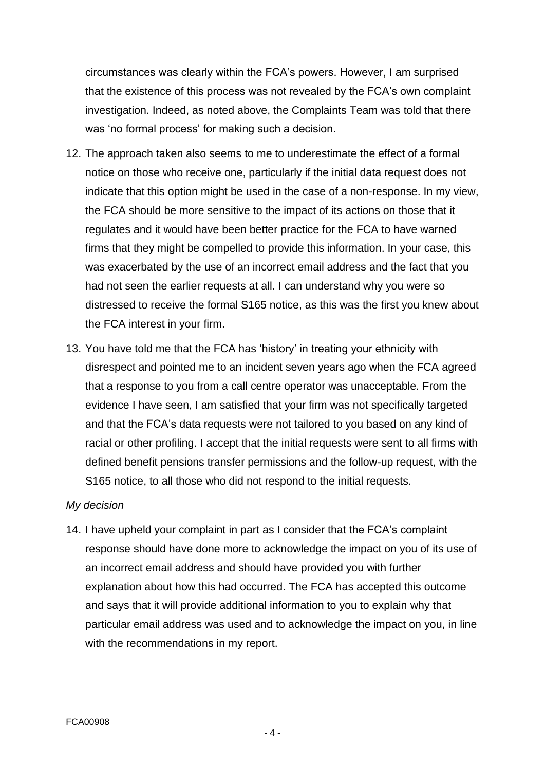circumstances was clearly within the FCA's powers. However, I am surprised that the existence of this process was not revealed by the FCA's own complaint investigation. Indeed, as noted above, the Complaints Team was told that there was 'no formal process' for making such a decision.

12. The approach taken also seems to me to underestimate the effect of a formal notice on those who receive one, particularly if the initial data request does not indicate that this option might be used in the case of a non-response. In my view, the FCA should be more sensitive to the impact of its actions on those that it regulates and it would have been better practice for the FCA to have warned firms that they might be compelled to provide this information. In your case, this was exacerbated by the use of an incorrect email address and the fact that you had not seen the earlier requests at all. I can understand why you were so distressed to receive the formal S165 notice, as this was the first you knew about the FCA interest in your firm.

13. You have told me that the FCA has 'history' in treating your ethnicity with disrespect and pointed me to an incident seven years ago when the FCA agreed that a response to you from a call centre operator was unacceptable. From the evidence I have seen, I am satisfied that your firm was not specifically targeted and that the FCA's data requests were not tailored to you based on any kind of racial or other profiling. I accept that the initial requests were sent to all firms with defined benefit pensions transfer permissions and the follow-up request, with the S165 notice, to all those who did not respond to the initial requests.

*My decision*

14. I have upheld your complaint in part as I consider that the FCA's complaint response should have done more to acknowledge the impact on you of its use of an incorrect email address and should have provided you with further explanation about how this had occurred. The FCA has accepted this outcome and says that it will provide additional information to you to explain why that particular email address was used and to acknowledge the impact on you, in line with the recommendations in my report.

FCA00908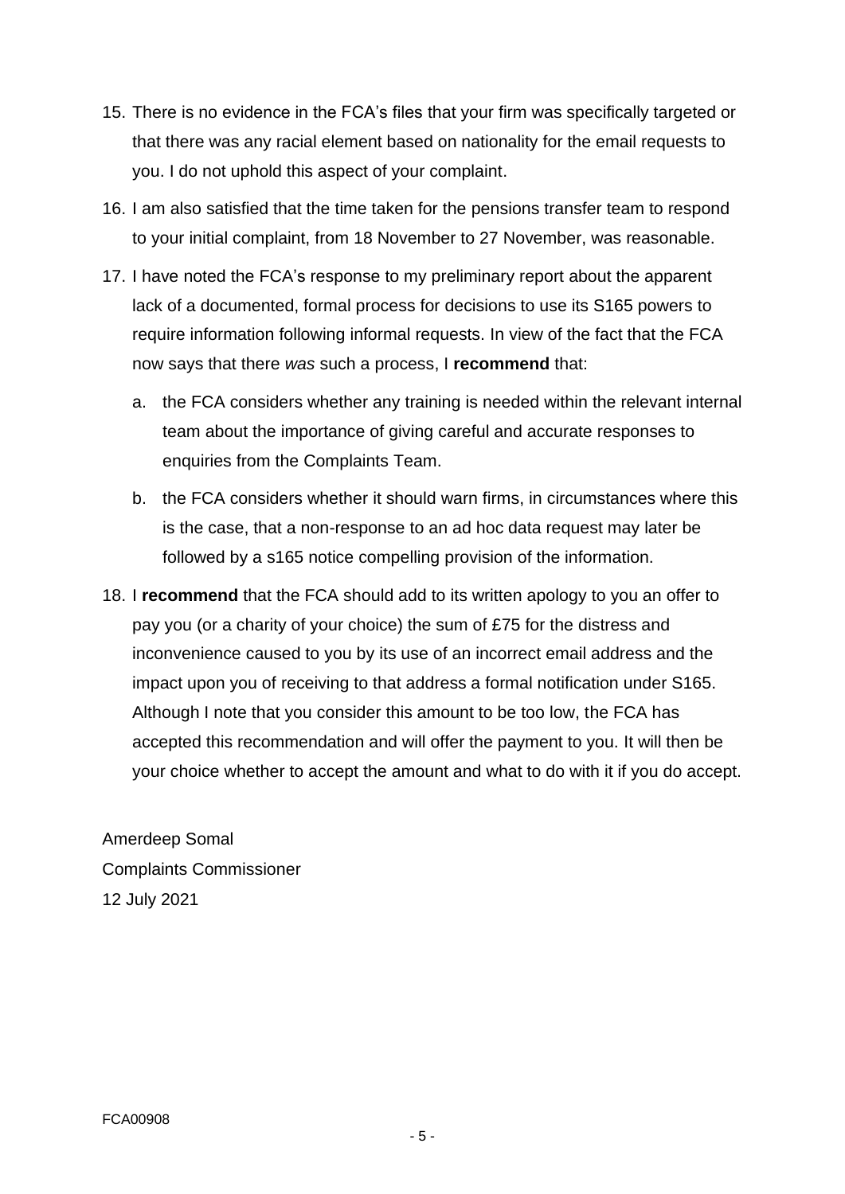15. There is no evidence in the FCA's files that your firm was specifically targeted or that there was any racial element based on nationality for the email requests to you. I do not uphold this aspect of your complaint.

16. I am also satisfied that the time taken for the pensions transfer team to respond to your initial complaint, from 18 November to 27 November, was reasonable.

17. I have noted the FCA's response to my preliminary report about the apparent lack of a documented, formal process for decisions to use its S165 powers to require information following informal requests. In view of the fact that the FCA now says that there *was* such a process, I **recommend** that:

    a. the FCA considers whether any training is needed within the relevant internal team about the importance of giving careful and accurate responses to enquiries from the Complaints Team.

    b. the FCA considers whether it should warn firms, in circumstances where this is the case, that a non-response to an ad hoc data request may later be followed by a s165 notice compelling provision of the information.

18. I **recommend** that the FCA should add to its written apology to you an offer to pay you (or a charity of your choice) the sum of £75 for the distress and inconvenience caused to you by its use of an incorrect email address and the impact upon you of receiving to that address a formal notification under S165. Although I note that you consider this amount to be too low, the FCA has accepted this recommendation and will offer the payment to you. It will then be your choice whether to accept the amount and what to do with it if you do accept.

Amerdeep Somal
Complaints Commissioner
12 July 2021

FCA00908